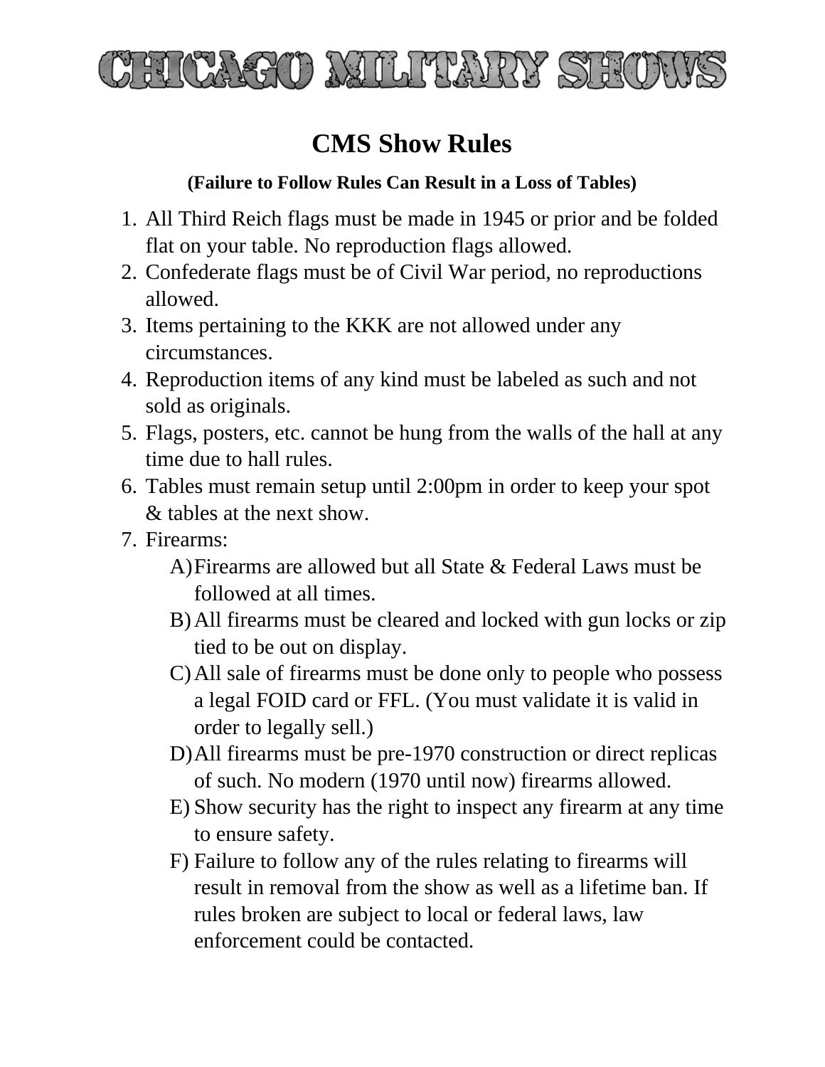# CHICAGO MILITARY SHOWS

## CMS Show Rules

**(Failure to Follow Rules Can Result in a Loss of Tables)**

1. All Third Reich flags must be made in 1945 or prior and be folded flat on your table. No reproduction flags allowed.
2. Confederate flags must be of Civil War period, no reproductions allowed.
3. Items pertaining to the KKK are not allowed under any circumstances.
4. Reproduction items of any kind must be labeled as such and not sold as originals.
5. Flags, posters, etc. cannot be hung from the walls of the hall at any time due to hall rules.
6. Tables must remain setup until 2:00pm in order to keep your spot & tables at the next show.
7. Firearms:
   A) Firearms are allowed but all State & Federal Laws must be followed at all times.
   B) All firearms must be cleared and locked with gun locks or zip tied to be out on display.
   C) All sale of firearms must be done only to people who possess a legal FOID card or FFL. (You must validate it is valid in order to legally sell.)
   D) All firearms must be pre-1970 construction or direct replicas of such. No modern (1970 until now) firearms allowed.
   E) Show security has the right to inspect any firearm at any time to ensure safety.
   F) Failure to follow any of the rules relating to firearms will result in removal from the show as well as a lifetime ban. If rules broken are subject to local or federal laws, law enforcement could be contacted.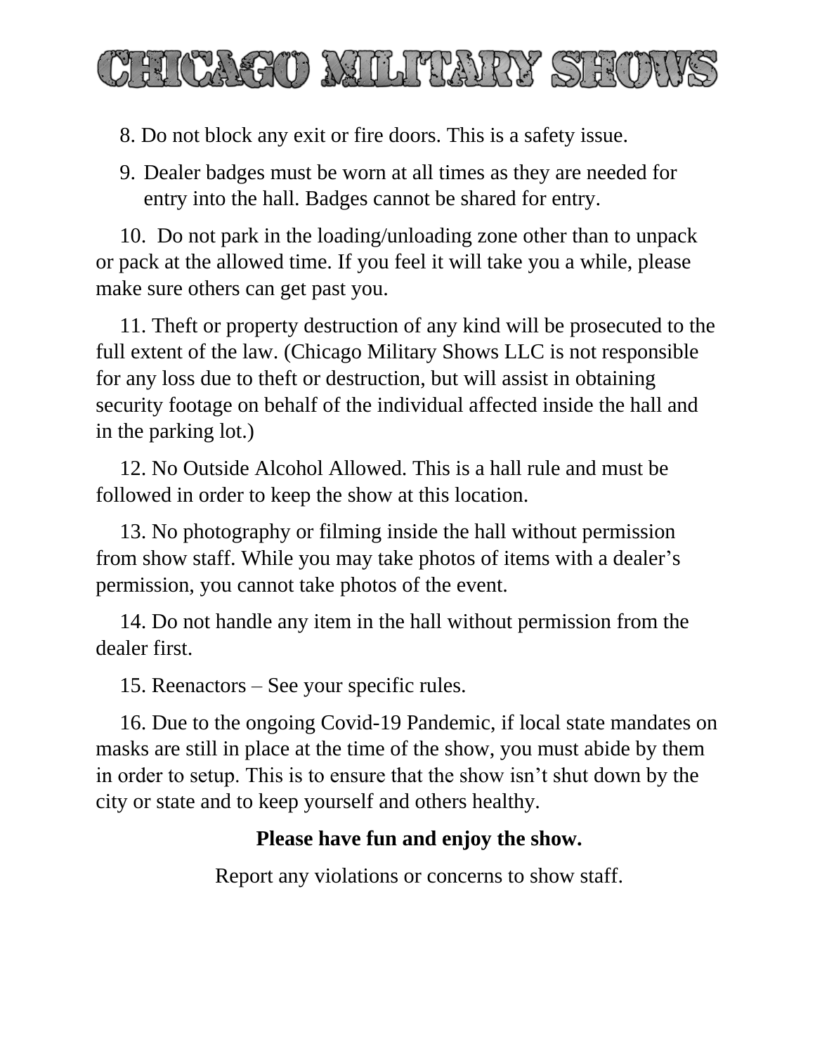# CHICAGO MILITARY SHOWS

8. Do not block any exit or fire doors. This is a safety issue.

9. Dealer badges must be worn at all times as they are needed for entry into the hall. Badges cannot be shared for entry.

10. Do not park in the loading/unloading zone other than to unpack or pack at the allowed time. If you feel it will take you a while, please make sure others can get past you.

11. Theft or property destruction of any kind will be prosecuted to the full extent of the law. (Chicago Military Shows LLC is not responsible for any loss due to theft or destruction, but will assist in obtaining security footage on behalf of the individual affected inside the hall and in the parking lot.)

12. No Outside Alcohol Allowed. This is a hall rule and must be followed in order to keep the show at this location.

13. No photography or filming inside the hall without permission from show staff. While you may take photos of items with a dealer's permission, you cannot take photos of the event.

14. Do not handle any item in the hall without permission from the dealer first.

15. Reenactors – See your specific rules.

16. Due to the ongoing Covid-19 Pandemic, if local state mandates on masks are still in place at the time of the show, you must abide by them in order to setup. This is to ensure that the show isn't shut down by the city or state and to keep yourself and others healthy.

**Please have fun and enjoy the show.**

Report any violations or concerns to show staff.